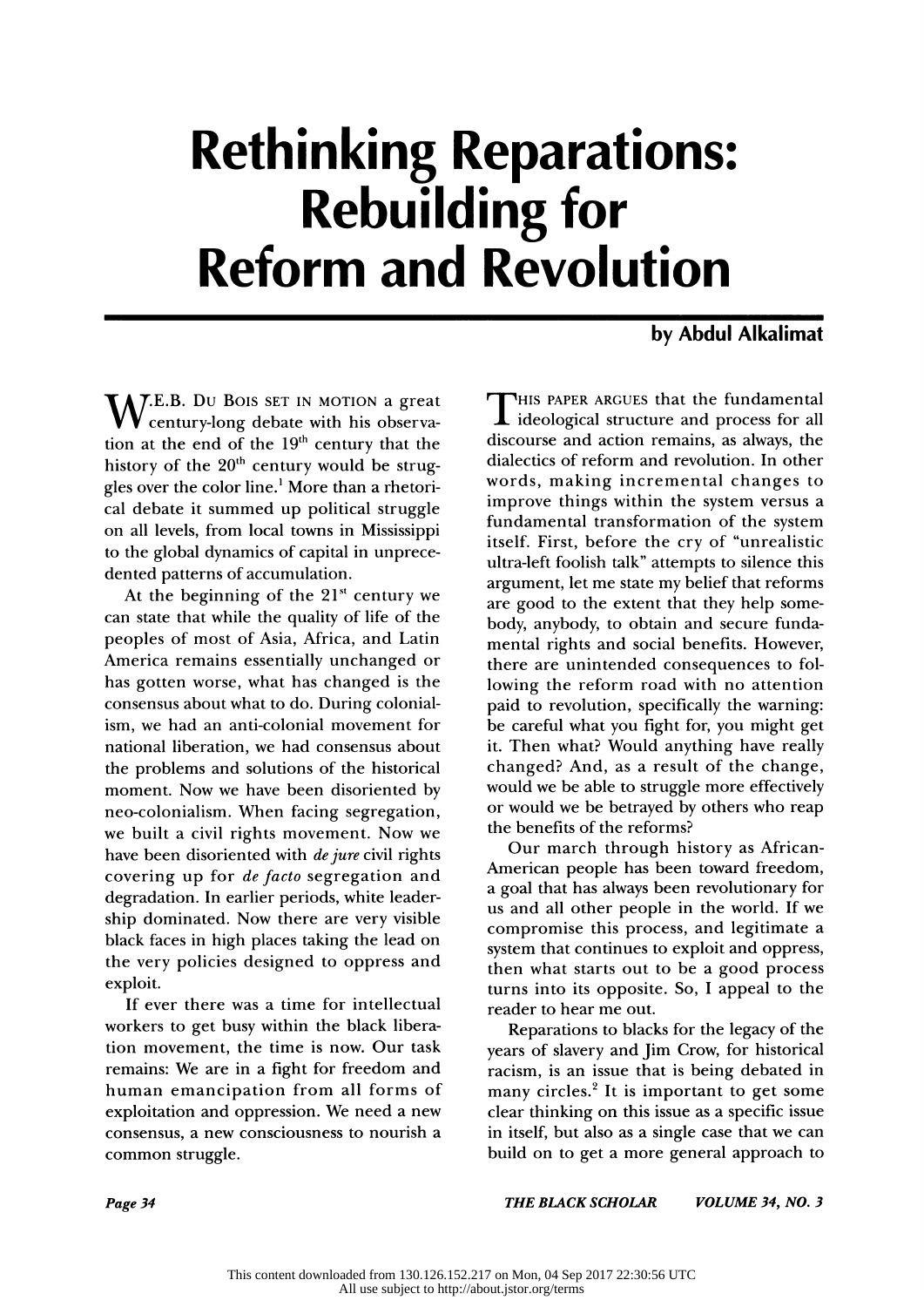# Rethinking Reparations: Rebuilding for Reform and Revolution

**by Abdul Alkalimat**

W.E.B. Du Bois set in motion a great century-long debate with his observation at the end of the 19th century that the history of the 20th century would be struggles over the color line.[1] More than a rhetorical debate it summed up political struggle on all levels, from local towns in Mississippi to the global dynamics of capital in unprecedented patterns of accumulation.

At the beginning of the 21st century we can state that while the quality of life of the peoples of most of Asia, Africa, and Latin America remains essentially unchanged or has gotten worse, what has changed is the consensus about what to do. During colonialism, we had an anti-colonial movement for national liberation, we had consensus about the problems and solutions of the historical moment. Now we have been disoriented by neo-colonialism. When facing segregation, we built a civil rights movement. Now we have been disoriented with *de jure* civil rights covering up for *de facto* segregation and degradation. In earlier periods, white leadership dominated. Now there are very visible black faces in high places taking the lead on the very policies designed to oppress and exploit.

If ever there was a time for intellectual workers to get busy within the black liberation movement, the time is now. Our task remains: We are in a fight for freedom and human emancipation from all forms of exploitation and oppression. We need a new consensus, a new consciousness to nourish a common struggle.

This paper argues that the fundamental ideological structure and process for all discourse and action remains, as always, the dialectics of reform and revolution. In other words, making incremental changes to improve things within the system versus a fundamental transformation of the system itself. First, before the cry of "unrealistic ultra-left foolish talk" attempts to silence this argument, let me state my belief that reforms are good to the extent that they help somebody, anybody, to obtain and secure fundamental rights and social benefits. However, there are unintended consequences to following the reform road with no attention paid to revolution, specifically the warning: be careful what you fight for, you might get it. Then what? Would anything have really changed? And, as a result of the change, would we be able to struggle more effectively or would we be betrayed by others who reap the benefits of the reforms?

Our march through history as African-American people has been toward freedom, a goal that has always been revolutionary for us and all other people in the world. If we compromise this process, and legitimate a system that continues to exploit and oppress, then what starts out to be a good process turns into its opposite. So, I appeal to the reader to hear me out.

Reparations to blacks for the legacy of the years of slavery and Jim Crow, for historical racism, is an issue that is being debated in many circles.[2] It is important to get some clear thinking on this issue as a specific issue in itself, but also as a single case that we can build on to get a more general approach to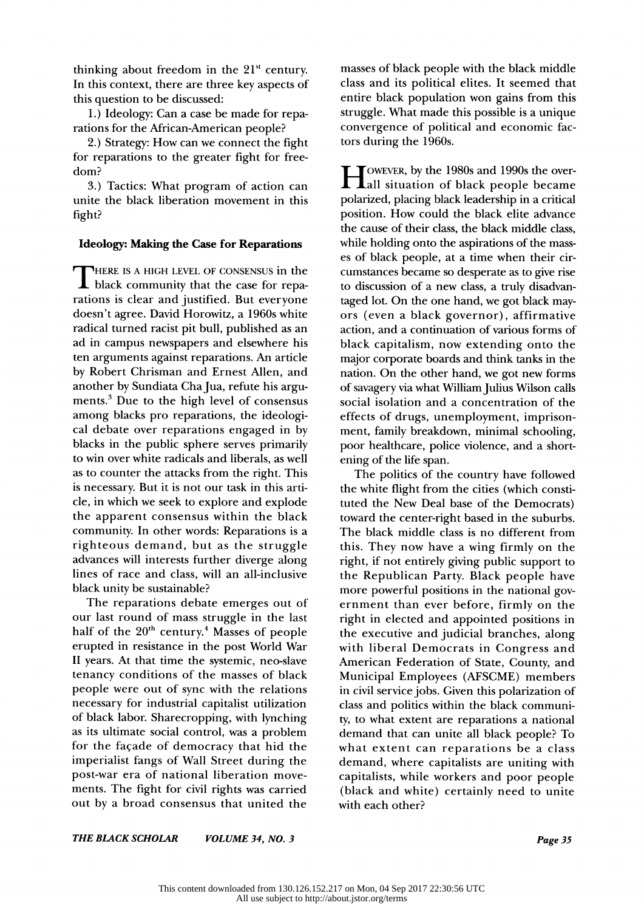thinking about freedom in the 21st century. In this context, there are three key aspects of this question to be discussed:

1.) Ideology: Can a case be made for reparations for the African-American people?

2.) Strategy: How can we connect the fight for reparations to the greater fight for freedom?

3.) Tactics: What program of action can unite the black liberation movement in this fight?

### Ideology: Making the Case for Reparations

THERE IS A HIGH LEVEL OF CONSENSUS in the black community that the case for reparations is clear and justified. But everyone doesn't agree. David Horowitz, a 1960s white radical turned racist pit bull, published as an ad in campus newspapers and elsewhere his ten arguments against reparations. An article by Robert Chrisman and Ernest Allen, and another by Sundiata Cha Jua, refute his arguments.[3] Due to the high level of consensus among blacks pro reparations, the ideological debate over reparations engaged in by blacks in the public sphere serves primarily to win over white radicals and liberals, as well as to counter the attacks from the right. This is necessary. But it is not our task in this article, in which we seek to explore and explode the apparent consensus within the black community. In other words: Reparations is a righteous demand, but as the struggle advances will interests further diverge along lines of race and class, will an all-inclusive black unity be sustainable?

The reparations debate emerges out of our last round of mass struggle in the last half of the 20th century.[4] Masses of people erupted in resistance in the post World War II years. At that time the systemic, neo-slave tenancy conditions of the masses of black people were out of sync with the relations necessary for industrial capitalist utilization of black labor. Sharecropping, with lynching as its ultimate social control, was a problem for the façade of democracy that hid the imperialist fangs of Wall Street during the post-war era of national liberation movements. The fight for civil rights was carried out by a broad consensus that united the masses of black people with the black middle class and its political elites. It seemed that entire black population won gains from this struggle. What made this possible is a unique convergence of political and economic factors during the 1960s.

HOWEVER, by the 1980s and 1990s the overall situation of black people became polarized, placing black leadership in a critical position. How could the black elite advance the cause of their class, the black middle class, while holding onto the aspirations of the masses of black people, at a time when their circumstances became so desperate as to give rise to discussion of a new class, a truly disadvantaged lot. On the one hand, we got black mayors (even a black governor), affirmative action, and a continuation of various forms of black capitalism, now extending onto the major corporate boards and think tanks in the nation. On the other hand, we got new forms of savagery via what William Julius Wilson calls social isolation and a concentration of the effects of drugs, unemployment, imprisonment, family breakdown, minimal schooling, poor healthcare, police violence, and a shortening of the life span.

The politics of the country have followed the white flight from the cities (which constituted the New Deal base of the Democrats) toward the center-right based in the suburbs. The black middle class is no different from this. They now have a wing firmly on the right, if not entirely giving public support to the Republican Party. Black people have more powerful positions in the national government than ever before, firmly on the right in elected and appointed positions in the executive and judicial branches, along with liberal Democrats in Congress and American Federation of State, County, and Municipal Employees (AFSCME) members in civil service jobs. Given this polarization of class and politics within the black community, to what extent are reparations a national demand that can unite all black people? To what extent can reparations be a class demand, where capitalists are uniting with capitalists, while workers and poor people (black and white) certainly need to unite with each other?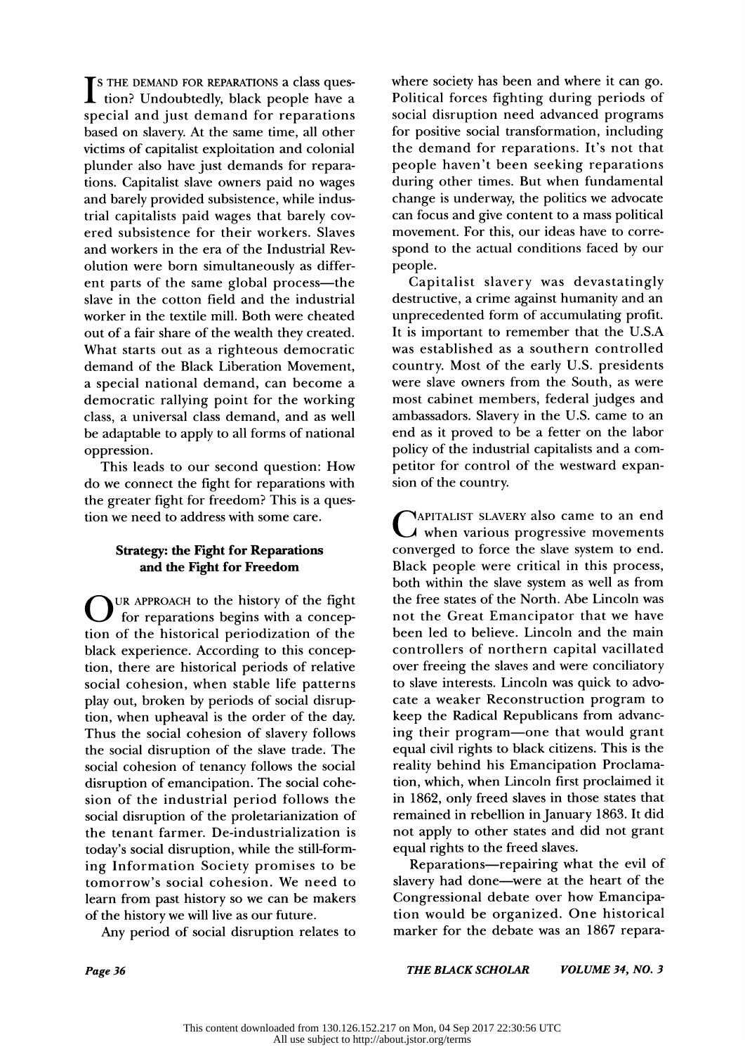IS THE DEMAND FOR REPARATIONS a class question? Undoubtedly, black people have a special and just demand for reparations based on slavery. At the same time, all other victims of capitalist exploitation and colonial plunder also have just demands for reparations. Capitalist slave owners paid no wages and barely provided subsistence, while industrial capitalists paid wages that barely covered subsistence for their workers. Slaves and workers in the era of the Industrial Revolution were born simultaneously as different parts of the same global process—the slave in the cotton field and the industrial worker in the textile mill. Both were cheated out of a fair share of the wealth they created. What starts out as a righteous democratic demand of the Black Liberation Movement, a special national demand, can become a democratic rallying point for the working class, a universal class demand, and as well be adaptable to apply to all forms of national oppression.

This leads to our second question: How do we connect the fight for reparations with the greater fight for freedom? This is a question we need to address with some care.

### Strategy: the Fight for Reparations and the Fight for Freedom

OUR APPROACH to the history of the fight for reparations begins with a conception of the historical periodization of the black experience. According to this conception, there are historical periods of relative social cohesion, when stable life patterns play out, broken by periods of social disruption, when upheaval is the order of the day. Thus the social cohesion of slavery follows the social disruption of the slave trade. The social cohesion of tenancy follows the social disruption of emancipation. The social cohesion of the industrial period follows the social disruption of the proletarianization of the tenant farmer. De-industrialization is today's social disruption, while the still-forming Information Society promises to be tomorrow's social cohesion. We need to learn from past history so we can be makers of the history we will live as our future.

Any period of social disruption relates to where society has been and where it can go. Political forces fighting during periods of social disruption need advanced programs for positive social transformation, including the demand for reparations. It's not that people haven't been seeking reparations during other times. But when fundamental change is underway, the politics we advocate can focus and give content to a mass political movement. For this, our ideas have to correspond to the actual conditions faced by our people.

Capitalist slavery was devastatingly destructive, a crime against humanity and an unprecedented form of accumulating profit. It is important to remember that the U.S.A was established as a southern controlled country. Most of the early U.S. presidents were slave owners from the South, as were most cabinet members, federal judges and ambassadors. Slavery in the U.S. came to an end as it proved to be a fetter on the labor policy of the industrial capitalists and a competitor for control of the westward expansion of the country.

CAPITALIST SLAVERY also came to an end when various progressive movements converged to force the slave system to end. Black people were critical in this process, both within the slave system as well as from the free states of the North. Abe Lincoln was not the Great Emancipator that we have been led to believe. Lincoln and the main controllers of northern capital vacillated over freeing the slaves and were conciliatory to slave interests. Lincoln was quick to advocate a weaker Reconstruction program to keep the Radical Republicans from advancing their program—one that would grant equal civil rights to black citizens. This is the reality behind his Emancipation Proclamation, which, when Lincoln first proclaimed it in 1862, only freed slaves in those states that remained in rebellion in January 1863. It did not apply to other states and did not grant equal rights to the freed slaves.

Reparations—repairing what the evil of slavery had done—were at the heart of the Congressional debate over how Emancipation would be organized. One historical marker for the debate was an 1867 repara-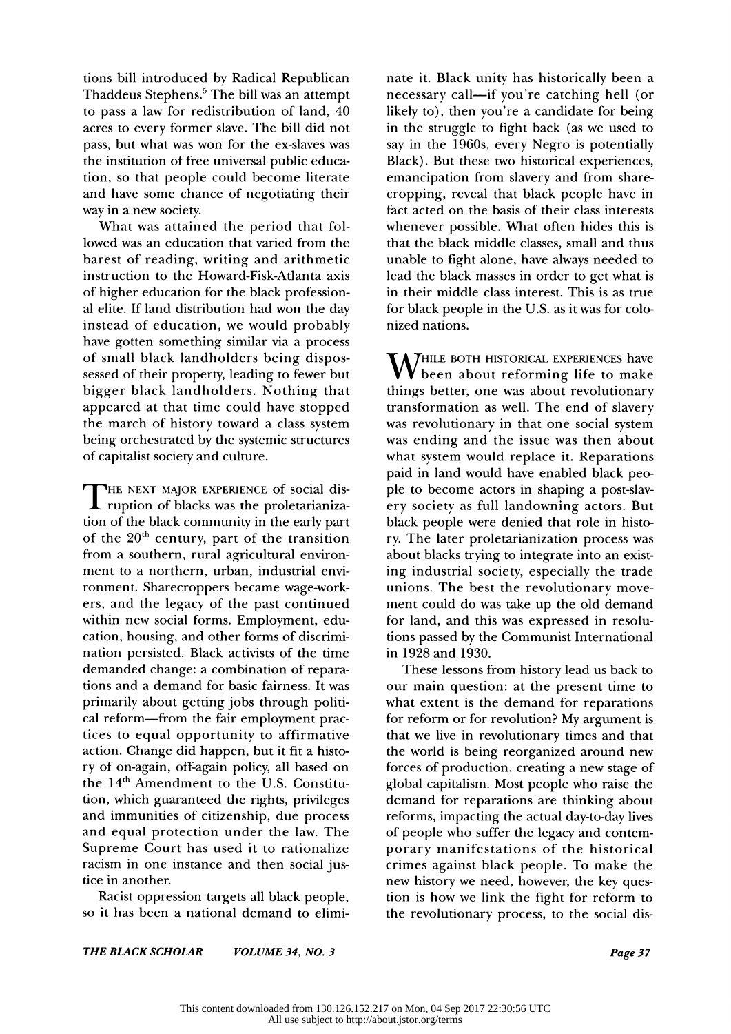tions bill introduced by Radical Republican Thaddeus Stephens.[5] The bill was an attempt to pass a law for redistribution of land, 40 acres to every former slave. The bill did not pass, but what was won for the ex-slaves was the institution of free universal public education, so that people could become literate and have some chance of negotiating their way in a new society.

What was attained the period that followed was an education that varied from the barest of reading, writing and arithmetic instruction to the Howard-Fisk-Atlanta axis of higher education for the black professional elite. If land distribution had won the day instead of education, we would probably have gotten something similar via a process of small black landholders being dispossessed of their property, leading to fewer but bigger black landholders. Nothing that appeared at that time could have stopped the march of history toward a class system being orchestrated by the systemic structures of capitalist society and culture.

THE NEXT MAJOR EXPERIENCE of social disruption of blacks was the proletarianization of the black community in the early part of the 20th century, part of the transition from a southern, rural agricultural environment to a northern, urban, industrial environment. Sharecroppers became wage-workers, and the legacy of the past continued within new social forms. Employment, education, housing, and other forms of discrimination persisted. Black activists of the time demanded change: a combination of reparations and a demand for basic fairness. It was primarily about getting jobs through political reform—from the fair employment practices to equal opportunity to affirmative action. Change did happen, but it fit a history of on-again, off-again policy, all based on the 14th Amendment to the U.S. Constitution, which guaranteed the rights, privileges and immunities of citizenship, due process and equal protection under the law. The Supreme Court has used it to rationalize racism in one instance and then social justice in another.

Racist oppression targets all black people, so it has been a national demand to eliminate it. Black unity has historically been a necessary call—if you're catching hell (or likely to), then you're a candidate for being in the struggle to fight back (as we used to say in the 1960s, every Negro is potentially Black). But these two historical experiences, emancipation from slavery and from sharecropping, reveal that black people have in fact acted on the basis of their class interests whenever possible. What often hides this is that the black middle classes, small and thus unable to fight alone, have always needed to lead the black masses in order to get what is in their middle class interest. This is as true for black people in the U.S. as it was for colonized nations.

WHILE BOTH HISTORICAL EXPERIENCES have been about reforming life to make things better, one was about revolutionary transformation as well. The end of slavery was revolutionary in that one social system was ending and the issue was then about what system would replace it. Reparations paid in land would have enabled black people to become actors in shaping a post-slavery society as full landowning actors. But black people were denied that role in history. The later proletarianization process was about blacks trying to integrate into an existing industrial society, especially the trade unions. The best the revolutionary movement could do was take up the old demand for land, and this was expressed in resolutions passed by the Communist International in 1928 and 1930.

These lessons from history lead us back to our main question: at the present time to what extent is the demand for reparations for reform or for revolution? My argument is that we live in revolutionary times and that the world is being reorganized around new forces of production, creating a new stage of global capitalism. Most people who raise the demand for reparations are thinking about reforms, impacting the actual day-to-day lives of people who suffer the legacy and contemporary manifestations of the historical crimes against black people. To make the new history we need, however, the key question is how we link the fight for reform to the revolutionary process, to the social dis-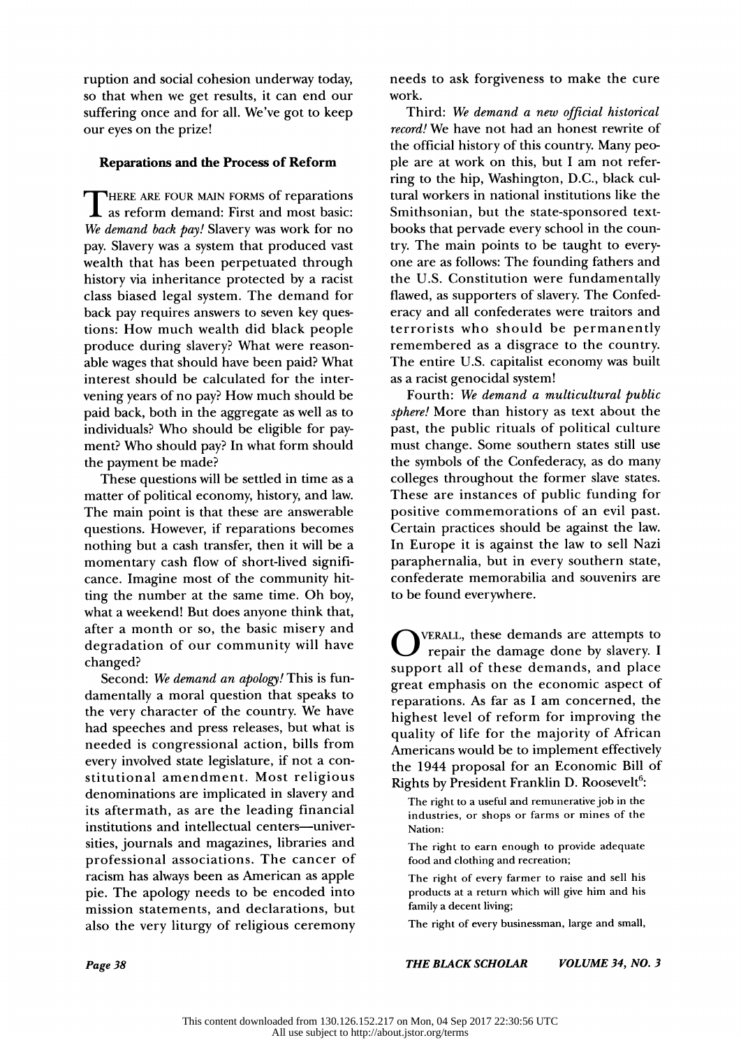ruption and social cohesion underway today, so that when we get results, it can end our suffering once and for all. We've got to keep our eyes on the prize!

### Reparations and the Process of Reform

THERE ARE FOUR MAIN FORMS of reparations as reform demand: First and most basic: *We demand back pay!* Slavery was work for no pay. Slavery was a system that produced vast wealth that has been perpetuated through history via inheritance protected by a racist class biased legal system. The demand for back pay requires answers to seven key questions: How much wealth did black people produce during slavery? What were reasonable wages that should have been paid? What interest should be calculated for the intervening years of no pay? How much should be paid back, both in the aggregate as well as to individuals? Who should be eligible for payment? Who should pay? In what form should the payment be made?

These questions will be settled in time as a matter of political economy, history, and law. The main point is that these are answerable questions. However, if reparations becomes nothing but a cash transfer, then it will be a momentary cash flow of short-lived significance. Imagine most of the community hitting the number at the same time. Oh boy, what a weekend! But does anyone think that, after a month or so, the basic misery and degradation of our community will have changed?

Second: *We demand an apology!* This is fundamentally a moral question that speaks to the very character of the country. We have had speeches and press releases, but what is needed is congressional action, bills from every involved state legislature, if not a constitutional amendment. Most religious denominations are implicated in slavery and its aftermath, as are the leading financial institutions and intellectual centers—universities, journals and magazines, libraries and professional associations. The cancer of racism has always been as American as apple pie. The apology needs to be encoded into mission statements, and declarations, but also the very liturgy of religious ceremony needs to ask forgiveness to make the cure work.

Third: *We demand a new official historical record!* We have not had an honest rewrite of the official history of this country. Many people are at work on this, but I am not referring to the hip, Washington, D.C., black cultural workers in national institutions like the Smithsonian, but the state-sponsored textbooks that pervade every school in the country. The main points to be taught to everyone are as follows: The founding fathers and the U.S. Constitution were fundamentally flawed, as supporters of slavery. The Confederacy and all confederates were traitors and terrorists who should be permanently remembered as a disgrace to the country. The entire U.S. capitalist economy was built as a racist genocidal system!

Fourth: *We demand a multicultural public sphere!* More than history as text about the past, the public rituals of political culture must change. Some southern states still use the symbols of the Confederacy, as do many colleges throughout the former slave states. These are instances of public funding for positive commemorations of an evil past. Certain practices should be against the law. In Europe it is against the law to sell Nazi paraphernalia, but in every southern state, confederate memorabilia and souvenirs are to be found everywhere.

OVERALL, these demands are attempts to repair the damage done by slavery. I support all of these demands, and place great emphasis on the economic aspect of reparations. As far as I am concerned, the highest level of reform for improving the quality of life for the majority of African Americans would be to implement effectively the 1944 proposal for an Economic Bill of Rights by President Franklin D. Roosevelt[6]:

> The right to a useful and remunerative job in the industries, or shops or farms or mines of the Nation:
>
> The right to earn enough to provide adequate food and clothing and recreation;
>
> The right of every farmer to raise and sell his products at a return which will give him and his family a decent living;
>
> The right of every businessman, large and small,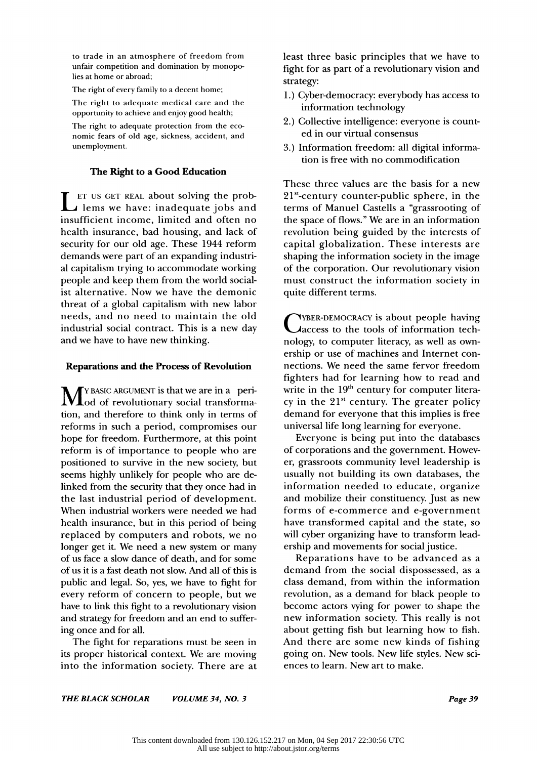to trade in an atmosphere of freedom from unfair competition and domination by monopolies at home or abroad;

The right of every family to a decent home;

The right to adequate medical care and the opportunity to achieve and enjoy good health;

The right to adequate protection from the economic fears of old age, sickness, accident, and unemployment.

### The Right to a Good Education

LET US GET REAL about solving the problems we have: inadequate jobs and insufficient income, limited and often no health insurance, bad housing, and lack of security for our old age. These 1944 reform demands were part of an expanding industrial capitalism trying to accommodate working people and keep them from the world socialist alternative. Now we have the demonic threat of a global capitalism with new labor needs, and no need to maintain the old industrial social contract. This is a new day and we have to have new thinking.

### Reparations and the Process of Revolution

MY BASIC ARGUMENT is that we are in a period of revolutionary social transformation, and therefore to think only in terms of reforms in such a period, compromises our hope for freedom. Furthermore, at this point reform is of importance to people who are positioned to survive in the new society, but seems highly unlikely for people who are delinked from the security that they once had in the last industrial period of development. When industrial workers were needed we had health insurance, but in this period of being replaced by computers and robots, we no longer get it. We need a new system or many of us face a slow dance of death, and for some of us it is a fast death not slow. And all of this is public and legal. So, yes, we have to fight for every reform of concern to people, but we have to link this fight to a revolutionary vision and strategy for freedom and an end to suffering once and for all.

The fight for reparations must be seen in its proper historical context. We are moving into the information society. There are at least three basic principles that we have to fight for as part of a revolutionary vision and strategy:

1.) Cyber-democracy: everybody has access to information technology
2.) Collective intelligence: everyone is counted in our virtual consensus
3.) Information freedom: all digital information is free with no commodification

These three values are the basis for a new 21st-century counter-public sphere, in the terms of Manuel Castells a "grassrooting of the space of flows." We are in an information revolution being guided by the interests of capital globalization. These interests are shaping the information society in the image of the corporation. Our revolutionary vision must construct the information society in quite different terms.

CYBER-DEMOCRACY is about people having access to the tools of information technology, to computer literacy, as well as ownership or use of machines and Internet connections. We need the same fervor freedom fighters had for learning how to read and write in the 19th century for computer literacy in the 21st century. The greater policy demand for everyone that this implies is free universal life long learning for everyone.

Everyone is being put into the databases of corporations and the government. However, grassroots community level leadership is usually not building its own databases, the information needed to educate, organize and mobilize their constituency. Just as new forms of e-commerce and e-government have transformed capital and the state, so will cyber organizing have to transform leadership and movements for social justice.

Reparations have to be advanced as a demand from the social dispossessed, as a class demand, from within the information revolution, as a demand for black people to become actors vying for power to shape the new information society. This really is not about getting fish but learning how to fish. And there are some new kinds of fishing going on. New tools. New life styles. New sciences to learn. New art to make.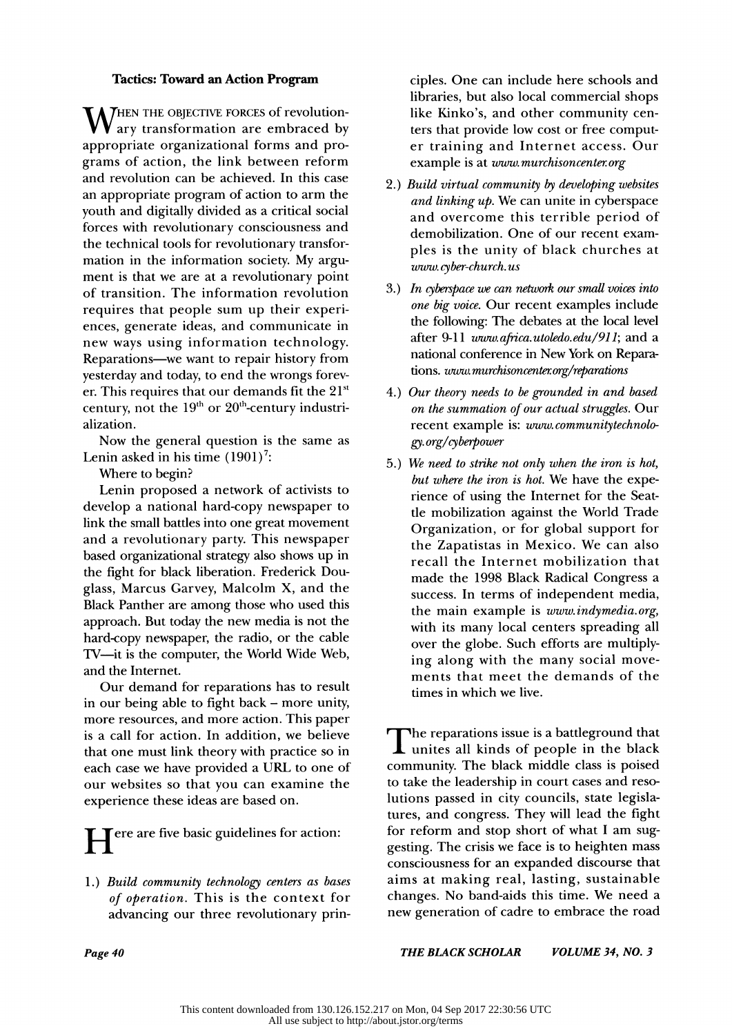### Tactics: Toward an Action Program

When the objective forces of revolutionary transformation are embraced by appropriate organizational forms and programs of action, the link between reform and revolution can be achieved. In this case an appropriate program of action to arm the youth and digitally divided as a critical social forces with revolutionary consciousness and the technical tools for revolutionary transformation in the information society. My argument is that we are at a revolutionary point of transition. The information revolution requires that people sum up their experiences, generate ideas, and communicate in new ways using information technology. Reparations—we want to repair history from yesterday and today, to end the wrongs forever. This requires that our demands fit the 21st century, not the 19th or 20th-century industrialization.

Now the general question is the same as Lenin asked in his time (1901)[7]:

Where to begin?

Lenin proposed a network of activists to develop a national hard-copy newspaper to link the small battles into one great movement and a revolutionary party. This newspaper based organizational strategy also shows up in the fight for black liberation. Frederick Douglass, Marcus Garvey, Malcolm X, and the Black Panther are among those who used this approach. But today the new media is not the hard-copy newspaper, the radio, or the cable TV—it is the computer, the World Wide Web, and the Internet.

Our demand for reparations has to result in our being able to fight back – more unity, more resources, and more action. This paper is a call for action. In addition, we believe that one must link theory with practice so in each case we have provided a URL to one of our websites so that you can examine the experience these ideas are based on.

Here are five basic guidelines for action:

1.) *Build community technology centers as bases of operation.* This is the context for advancing our three revolutionary principles. One can include here schools and libraries, but also local commercial shops like Kinko's, and other community centers that provide low cost or free computer training and Internet access. Our example is at *www.murchisoncenter.org*

2.) *Build virtual community by developing websites and linking up.* We can unite in cyberspace and overcome this terrible period of demobilization. One of our recent examples is the unity of black churches at *www.cyber-church.us*

3.) *In cyberspace we can network our small voices into one big voice.* Our recent examples include the following: The debates at the local level after 9-11 *www.africa.utoledo.edu/911*; and a national conference in New York on Reparations. *www.murchisoncenter.org/reparations*

4.) *Our theory needs to be grounded in and based on the summation of our actual struggles.* Our recent example is: *www.communitytechnology.org/cyberpower*

5.) *We need to strike not only when the iron is hot, but where the iron is hot.* We have the experience of using the Internet for the Seattle mobilization against the World Trade Organization, or for global support for the Zapatistas in Mexico. We can also recall the Internet mobilization that made the 1998 Black Radical Congress a success. In terms of independent media, the main example is *www.indymedia.org*, with its many local centers spreading all over the globe. Such efforts are multiplying along with the many social movements that meet the demands of the times in which we live.

The reparations issue is a battleground that unites all kinds of people in the black community. The black middle class is poised to take the leadership in court cases and resolutions passed in city councils, state legislatures, and congress. They will lead the fight for reform and stop short of what I am suggesting. The crisis we face is to heighten mass consciousness for an expanded discourse that aims at making real, lasting, sustainable changes. No band-aids this time. We need a new generation of cadre to embrace the road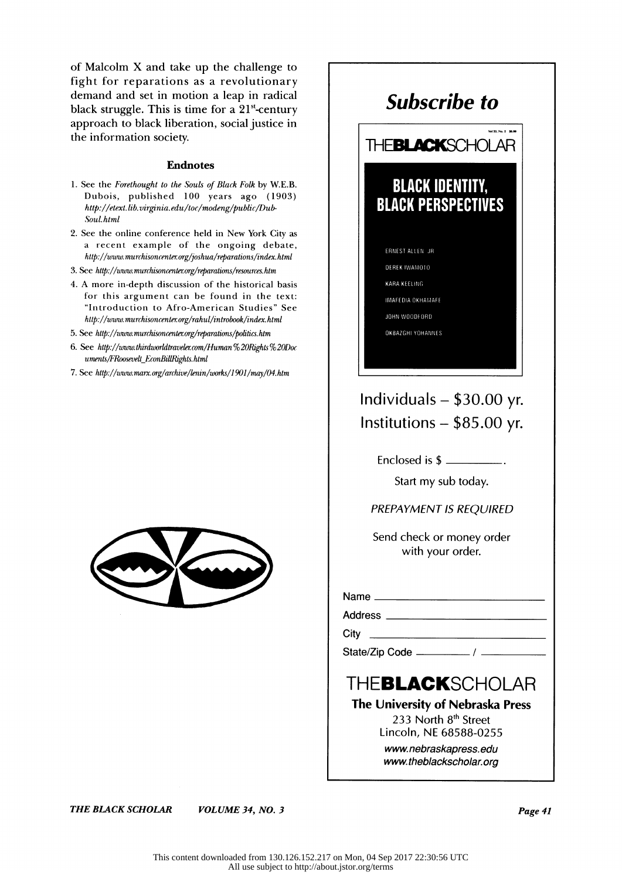of Malcolm X and take up the challenge to fight for reparations as a revolutionary demand and set in motion a leap in radical black struggle. This is time for a 21st-century approach to black liberation, social justice in the information society.

### Endnotes

1. See the *Forethought to the Souls of Black Folk* by W.E.B. Dubois, published 100 years ago (1903) *http://etext.lib.virginia.edu/toc/modeng/public/Dub-Soul.html*
2. See the online conference held in New York City as a recent example of the ongoing debate, *http://www.murchisoncenter.org/joshua/reparations/index.html*
3. See *http://www.murchisoncenter.org/reparations/resources.htm*
4. A more in-depth discussion of the historical basis for this argument can be found in the text: "Introduction to Afro-American Studies" See *http://www.murchisoncenter.org/rahul/introbook/index.html*
5. See *http://www.murchisoncenter.org/reparations/politics.htm*
6. See *http://www.thirdworldtraveler.com/Human%20Rights%20Documents/FRoosevelt_EconBillRights.html*
7. See *http://www.marx.org/archive/lenin/works/1901/may/04.htm*

## *Subscribe to*

THEBLACKSCHOLAR

BLACK IDENTITY, BLACK PERSPECTIVES

ERNEST ALLEN JR
DEREK IWAMOTO
KARA KEELING
IMAFEDIA OKHAMAFE
JOHN WOODFORD
OKBAZGHI YOHANNES

Individuals – $30.00 yr.
Institutions – $85.00 yr.

Enclosed is $ ________.

Start my sub today.

*PREPAYMENT IS REQUIRED*

Send check or money order with your order.

Name ______________________
Address ______________________
City ______________________
State/Zip Code ________ / ________

THEBLACKSCHOLAR

**The University of Nebraska Press**
233 North 8th Street
Lincoln, NE 68588-0255
*www.nebraskapress.edu*
*www.theblackscholar.org*